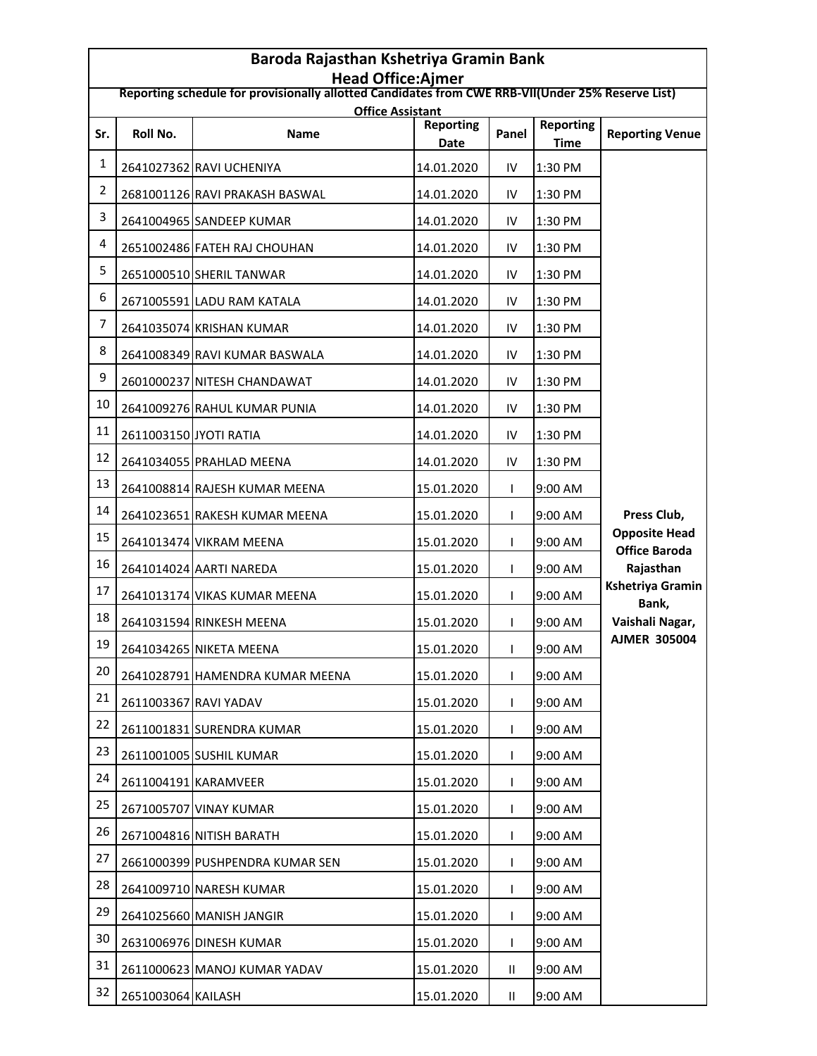# Baroda Rajasthan Kshetriya Gramin Bank

## Head Office:Ajmer

**Reporting schedule for provisionally allotted Candidates from CWE RRB-VII(Under 25% Reserve List)**

**Office Assistant**

| Sr. | Roll No. | Name | Reporting Date | Panel | Reporting Time | Reporting Venue |
|---|---|---|---|---|---|---|
| 1 | 2641027362 | RAVI UCHENIYA | 14.01.2020 | IV | 1:30 PM | Press Club, Opposite Head Office Baroda Rajasthan Kshetriya Gramin Bank, Vaishali Nagar, AJMER 305004 |
| 2 | 2681001126 | RAVI PRAKASH BASWAL | 14.01.2020 | IV | 1:30 PM | |
| 3 | 2641004965 | SANDEEP KUMAR | 14.01.2020 | IV | 1:30 PM | |
| 4 | 2651002486 | FATEH RAJ CHOUHAN | 14.01.2020 | IV | 1:30 PM | |
| 5 | 2651000510 | SHERIL TANWAR | 14.01.2020 | IV | 1:30 PM | |
| 6 | 2671005591 | LADU RAM KATALA | 14.01.2020 | IV | 1:30 PM | |
| 7 | 2641035074 | KRISHAN KUMAR | 14.01.2020 | IV | 1:30 PM | |
| 8 | 2641008349 | RAVI KUMAR BASWALA | 14.01.2020 | IV | 1:30 PM | |
| 9 | 2601000237 | NITESH CHANDAWAT | 14.01.2020 | IV | 1:30 PM | |
| 10 | 2641009276 | RAHUL KUMAR PUNIA | 14.01.2020 | IV | 1:30 PM | |
| 11 | 2611003150 | JYOTI RATIA | 14.01.2020 | IV | 1:30 PM | |
| 12 | 2641034055 | PRAHLAD MEENA | 14.01.2020 | IV | 1:30 PM | |
| 13 | 2641008814 | RAJESH KUMAR MEENA | 15.01.2020 | I | 9:00 AM | |
| 14 | 2641023651 | RAKESH KUMAR MEENA | 15.01.2020 | I | 9:00 AM | |
| 15 | 2641013474 | VIKRAM MEENA | 15.01.2020 | I | 9:00 AM | |
| 16 | 2641014024 | AARTI NAREDA | 15.01.2020 | I | 9:00 AM | |
| 17 | 2641013174 | VIKAS KUMAR MEENA | 15.01.2020 | I | 9:00 AM | |
| 18 | 2641031594 | RINKESH MEENA | 15.01.2020 | I | 9:00 AM | |
| 19 | 2641034265 | NIKETA MEENA | 15.01.2020 | I | 9:00 AM | |
| 20 | 2641028791 | HAMENDRA KUMAR MEENA | 15.01.2020 | I | 9:00 AM | |
| 21 | 2611003367 | RAVI YADAV | 15.01.2020 | I | 9:00 AM | |
| 22 | 2611001831 | SURENDRA KUMAR | 15.01.2020 | I | 9:00 AM | |
| 23 | 2611001005 | SUSHIL KUMAR | 15.01.2020 | I | 9:00 AM | |
| 24 | 2611004191 | KARAMVEER | 15.01.2020 | I | 9:00 AM | |
| 25 | 2671005707 | VINAY KUMAR | 15.01.2020 | I | 9:00 AM | |
| 26 | 2671004816 | NITISH BARATH | 15.01.2020 | I | 9:00 AM | |
| 27 | 2661000399 | PUSHPENDRA KUMAR SEN | 15.01.2020 | I | 9:00 AM | |
| 28 | 2641009710 | NARESH KUMAR | 15.01.2020 | I | 9:00 AM | |
| 29 | 2641025660 | MANISH JANGIR | 15.01.2020 | I | 9:00 AM | |
| 30 | 2631006976 | DINESH KUMAR | 15.01.2020 | I | 9:00 AM | |
| 31 | 2611000623 | MANOJ KUMAR YADAV | 15.01.2020 | II | 9:00 AM | |
| 32 | 2651003064 | KAILASH | 15.01.2020 | II | 9:00 AM | |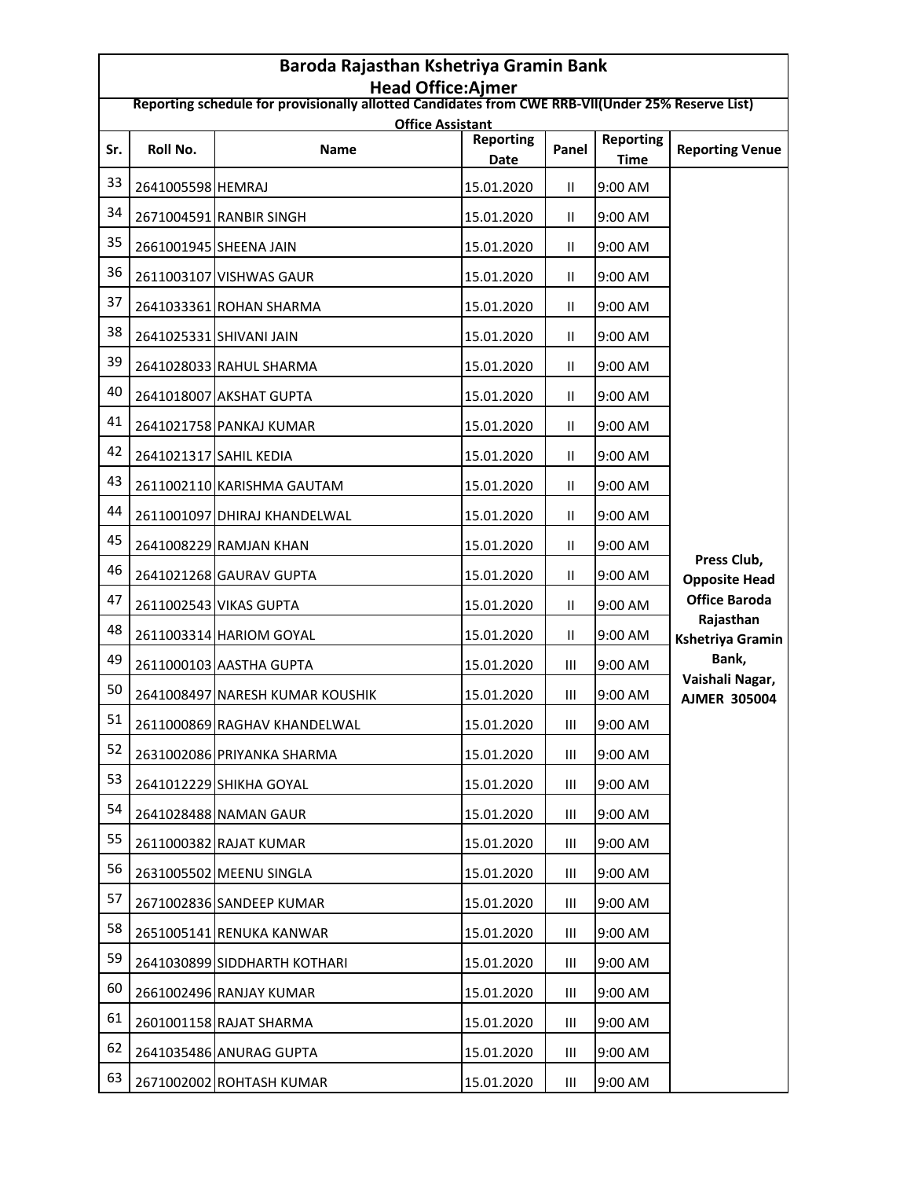# Baroda Rajasthan Kshetriya Gramin Bank

## Head Office:Ajmer

**Reporting schedule for provisionally allotted Candidates from CWE RRB-VII(Under 25% Reserve List)**

**Office Assistant**

| Sr. | Roll No. | Name | Reporting Date | Panel | Reporting Time | Reporting Venue |
|---|---|---|---|---|---|---|
| 33 | 2641005598 | HEMRAJ | 15.01.2020 | II | 9:00 AM | Press Club, Opposite Head Office Baroda Rajasthan Kshetriya Gramin Bank, Vaishali Nagar, AJMER 305004 |
| 34 | 2671004591 | RANBIR SINGH | 15.01.2020 | II | 9:00 AM | |
| 35 | 2661001945 | SHEENA JAIN | 15.01.2020 | II | 9:00 AM | |
| 36 | 2611003107 | VISHWAS GAUR | 15.01.2020 | II | 9:00 AM | |
| 37 | 2641033361 | ROHAN SHARMA | 15.01.2020 | II | 9:00 AM | |
| 38 | 2641025331 | SHIVANI JAIN | 15.01.2020 | II | 9:00 AM | |
| 39 | 2641028033 | RAHUL SHARMA | 15.01.2020 | II | 9:00 AM | |
| 40 | 2641018007 | AKSHAT GUPTA | 15.01.2020 | II | 9:00 AM | |
| 41 | 2641021758 | PANKAJ KUMAR | 15.01.2020 | II | 9:00 AM | |
| 42 | 2641021317 | SAHIL KEDIA | 15.01.2020 | II | 9:00 AM | |
| 43 | 2611002110 | KARISHMA GAUTAM | 15.01.2020 | II | 9:00 AM | |
| 44 | 2611001097 | DHIRAJ KHANDELWAL | 15.01.2020 | II | 9:00 AM | |
| 45 | 2641008229 | RAMJAN KHAN | 15.01.2020 | II | 9:00 AM | |
| 46 | 2641021268 | GAURAV GUPTA | 15.01.2020 | II | 9:00 AM | |
| 47 | 2611002543 | VIKAS GUPTA | 15.01.2020 | II | 9:00 AM | |
| 48 | 2611003314 | HARIOM GOYAL | 15.01.2020 | II | 9:00 AM | |
| 49 | 2611000103 | AASTHA GUPTA | 15.01.2020 | III | 9:00 AM | |
| 50 | 2641008497 | NARESH KUMAR KOUSHIK | 15.01.2020 | III | 9:00 AM | |
| 51 | 2611000869 | RAGHAV KHANDELWAL | 15.01.2020 | III | 9:00 AM | |
| 52 | 2631002086 | PRIYANKA SHARMA | 15.01.2020 | III | 9:00 AM | |
| 53 | 2641012229 | SHIKHA GOYAL | 15.01.2020 | III | 9:00 AM | |
| 54 | 2641028488 | NAMAN GAUR | 15.01.2020 | III | 9:00 AM | |
| 55 | 2611000382 | RAJAT KUMAR | 15.01.2020 | III | 9:00 AM | |
| 56 | 2631005502 | MEENU SINGLA | 15.01.2020 | III | 9:00 AM | |
| 57 | 2671002836 | SANDEEP KUMAR | 15.01.2020 | III | 9:00 AM | |
| 58 | 2651005141 | RENUKA KANWAR | 15.01.2020 | III | 9:00 AM | |
| 59 | 2641030899 | SIDDHARTH KOTHARI | 15.01.2020 | III | 9:00 AM | |
| 60 | 2661002496 | RANJAY KUMAR | 15.01.2020 | III | 9:00 AM | |
| 61 | 2601001158 | RAJAT SHARMA | 15.01.2020 | III | 9:00 AM | |
| 62 | 2641035486 | ANURAG GUPTA | 15.01.2020 | III | 9:00 AM | |
| 63 | 2671002002 | ROHTASH KUMAR | 15.01.2020 | III | 9:00 AM | |